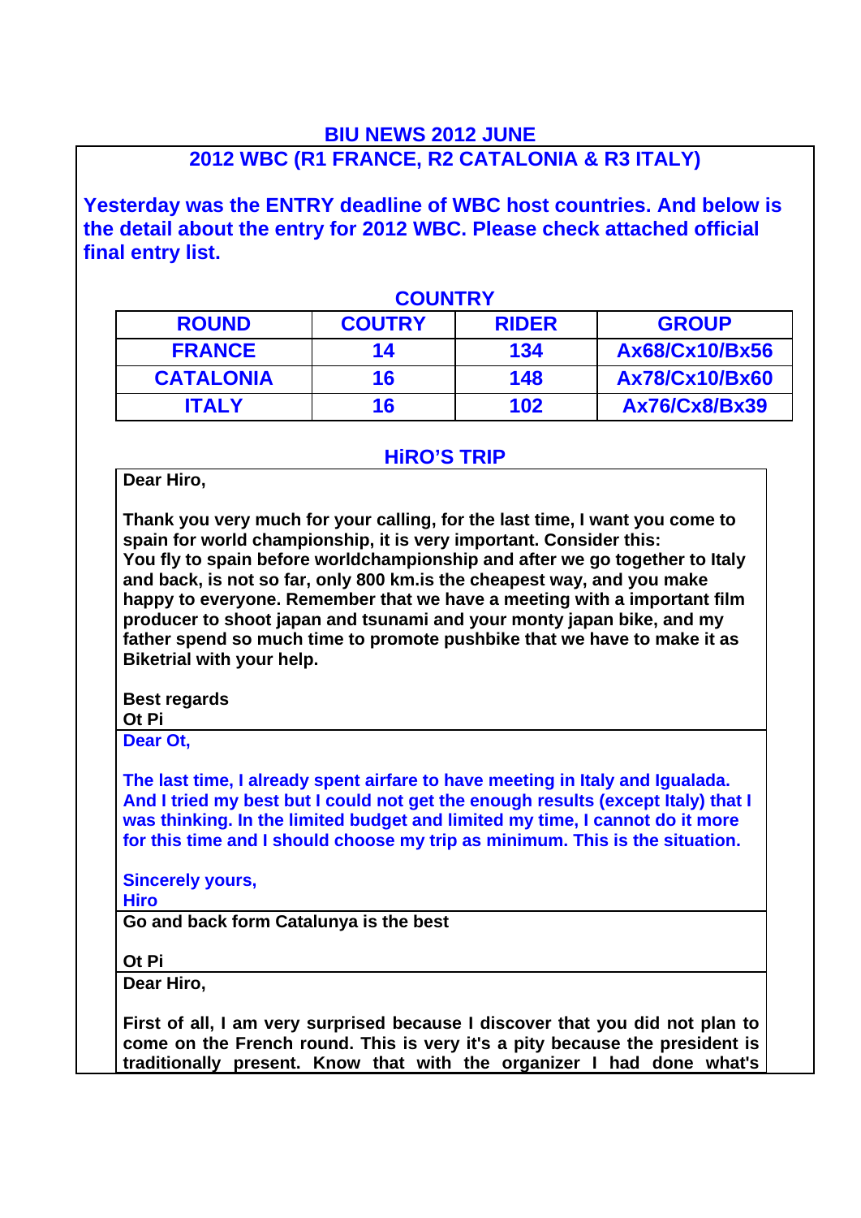# BIU NEWS 2012 JUNE

## 2012 WBC (R1 FRANCE, R2 CATALONIA & R3 ITALY)

**Yesterday was the ENTRY deadline of WBC host countries. And below is the detail about the entry for 2012 WBC. Please check attached official final entry list.**

### COUNTRY

| ROUND | COUTRY | RIDER | GROUP |
|---|---|---|---|
| FRANCE | 14 | 134 | Ax68/Cx10/Bx56 |
| CATALONIA | 16 | 148 | Ax78/Cx10/Bx60 |
| ITALY | 16 | 102 | Ax76/Cx8/Bx39 |

### HiRO'S TRIP

**Dear Hiro,**

**Thank you very much for your calling, for the last time, I want you come to spain for world championship, it is very important. Consider this: You fly to spain before worldchampionship and after we go together to Italy and back, is not so far, only 800 km.is the cheapest way, and you make happy to everyone. Remember that we have a meeting with a important film producer to shoot japan and tsunami and your monty japan bike, and my father spend so much time to promote pushbike that we have to make it as Biketrial with your help.**

**Best regards**
**Ot Pi**

**Dear Ot,**

**The last time, I already spent airfare to have meeting in Italy and Igualada. And I tried my best but I could not get the enough results (except Italy) that I was thinking. In the limited budget and limited my time, I cannot do it more for this time and I should choose my trip as minimum. This is the situation.**

**Sincerely yours,**
**Hiro**

**Go and back form Catalunya is the best**

**Ot Pi**

**Dear Hiro,**

**First of all, I am very surprised because I discover that you did not plan to come on the French round. This is very it's a pity because the president is traditionally present. Know that with the organizer I had done what's**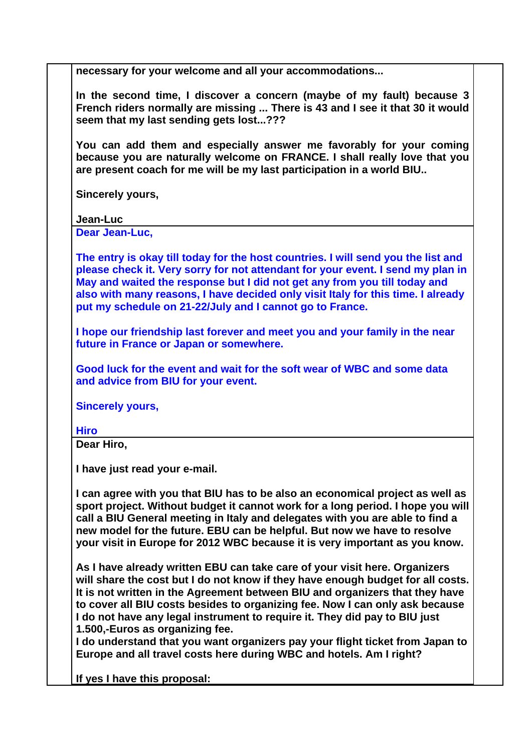**necessary for your welcome and all your accommodations...**

**In the second time, I discover a concern (maybe of my fault) because 3 French riders normally are missing ... There is 43 and I see it that 30 it would seem that my last sending gets lost...???**

**You can add them and especially answer me favorably for your coming because you are naturally welcome on FRANCE. I shall really love that you are present coach for me will be my last participation in a world BIU..**

**Sincerely yours,**

**Jean-Luc**

---

**Dear Jean-Luc,**

**The entry is okay till today for the host countries. I will send you the list and please check it. Very sorry for not attendant for your event. I send my plan in May and waited the response but I did not get any from you till today and also with many reasons, I have decided only visit Italy for this time. I already put my schedule on 21-22/July and I cannot go to France.**

**I hope our friendship last forever and meet you and your family in the near future in France or Japan or somewhere.**

**Good luck for the event and wait for the soft wear of WBC and some data and advice from BIU for your event.**

**Sincerely yours,**

**Hiro**

---

**Dear Hiro,**

**I have just read your e-mail.**

**I can agree with you that BIU has to be also an economical project as well as sport project. Without budget it cannot work for a long period. I hope you will call a BIU General meeting in Italy and delegates with you are able to find a new model for the future. EBU can be helpful. But now we have to resolve your visit in Europe for 2012 WBC because it is very important as you know.**

**As I have already written EBU can take care of your visit here. Organizers will share the cost but I do not know if they have enough budget for all costs. It is not written in the Agreement between BIU and organizers that they have to cover all BIU costs besides to organizing fee. Now I can only ask because I do not have any legal instrument to require it. They did pay to BIU just 1.500,-Euros as organizing fee.**
**I do understand that you want organizers pay your flight ticket from Japan to Europe and all travel costs here during WBC and hotels. Am I right?**

**If yes I have this proposal:**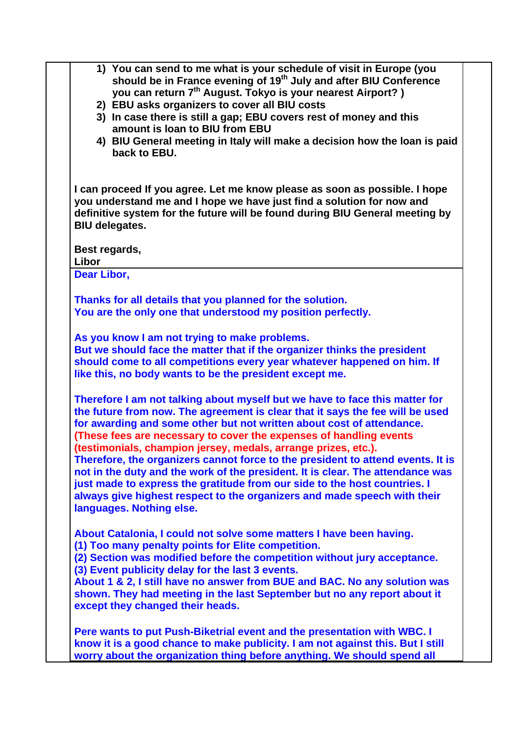1) You can send to me what is your schedule of visit in Europe (you should be in France evening of 19th July and after BIU Conference you can return 7th August. Tokyo is your nearest Airport? )
2) EBU asks organizers to cover all BIU costs
3) In case there is still a gap; EBU covers rest of money and this amount is loan to BIU from EBU
4) BIU General meeting in Italy will make a decision how the loan is paid back to EBU.

I can proceed If you agree. Let me know please as soon as possible. I hope you understand me and I hope we have just find a solution for now and definitive system for the future will be found during BIU General meeting by BIU delegates.

Best regards,
Libor

Dear Libor,

Thanks for all details that you planned for the solution.
You are the only one that understood my position perfectly.

As you know I am not trying to make problems.
But we should face the matter that if the organizer thinks the president should come to all competitions every year whatever happened on him. If like this, no body wants to be the president except me.

Therefore I am not talking about myself but we have to face this matter for the future from now. The agreement is clear that it says the fee will be used for awarding and some other but not written about cost of attendance.
(These fees are necessary to cover the expenses of handling events (testimonials, champion jersey, medals, arrange prizes, etc.).
Therefore, the organizers cannot force to the president to attend events. It is not in the duty and the work of the president. It is clear. The attendance was just made to express the gratitude from our side to the host countries. I always give highest respect to the organizers and made speech with their languages. Nothing else.

About Catalonia, I could not solve some matters I have been having.
(1) Too many penalty points for Elite competition.
(2) Section was modified before the competition without jury acceptance.
(3) Event publicity delay for the last 3 events.
About 1 & 2, I still have no answer from BUE and BAC. No any solution was shown. They had meeting in the last September but no any report about it except they changed their heads.

Pere wants to put Push-Biketrial event and the presentation with WBC. I know it is a good chance to make publicity. I am not against this. But I still worry about the organization thing before anything. We should spend all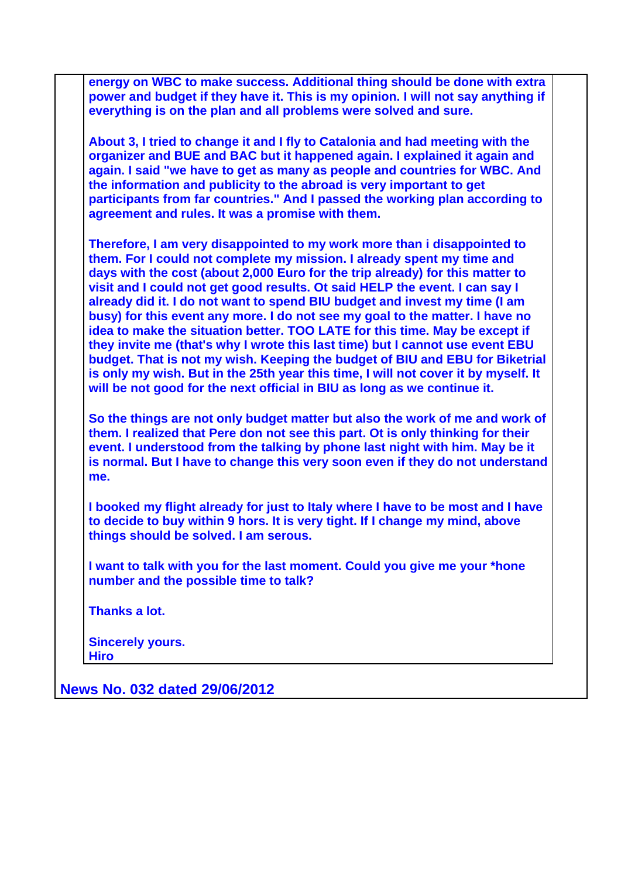**energy on WBC to make success. Additional thing should be done with extra power and budget if they have it. This is my opinion. I will not say anything if everything is on the plan and all problems were solved and sure.**

**About 3, I tried to change it and I fly to Catalonia and had meeting with the organizer and BUE and BAC but it happened again. I explained it again and again. I said "we have to get as many as people and countries for WBC. And the information and publicity to the abroad is very important to get participants from far countries." And I passed the working plan according to agreement and rules. It was a promise with them.**

**Therefore, I am very disappointed to my work more than i disappointed to them. For I could not complete my mission. I already spent my time and days with the cost (about 2,000 Euro for the trip already) for this matter to visit and I could not get good results. Ot said HELP the event. I can say I already did it. I do not want to spend BIU budget and invest my time (I am busy) for this event any more. I do not see my goal to the matter. I have no idea to make the situation better. TOO LATE for this time. May be except if they invite me (that's why I wrote this last time) but I cannot use event EBU budget. That is not my wish. Keeping the budget of BIU and EBU for Biketrial is only my wish. But in the 25th year this time, I will not cover it by myself. It will be not good for the next official in BIU as long as we continue it.**

**So the things are not only budget matter but also the work of me and work of them. I realized that Pere don not see this part. Ot is only thinking for their event. I understood from the talking by phone last night with him. May be it is normal. But I have to change this very soon even if they do not understand me.**

**I booked my flight already for just to Italy where I have to be most and I have to decide to buy within 9 hors. It is very tight. If I change my mind, above things should be solved. I am serous.**

**I want to talk with you for the last moment. Could you give me your *hone number and the possible time to talk?**

**Thanks a lot.**

**Sincerely yours.**
**Hiro**

## News No. 032 dated 29/06/2012